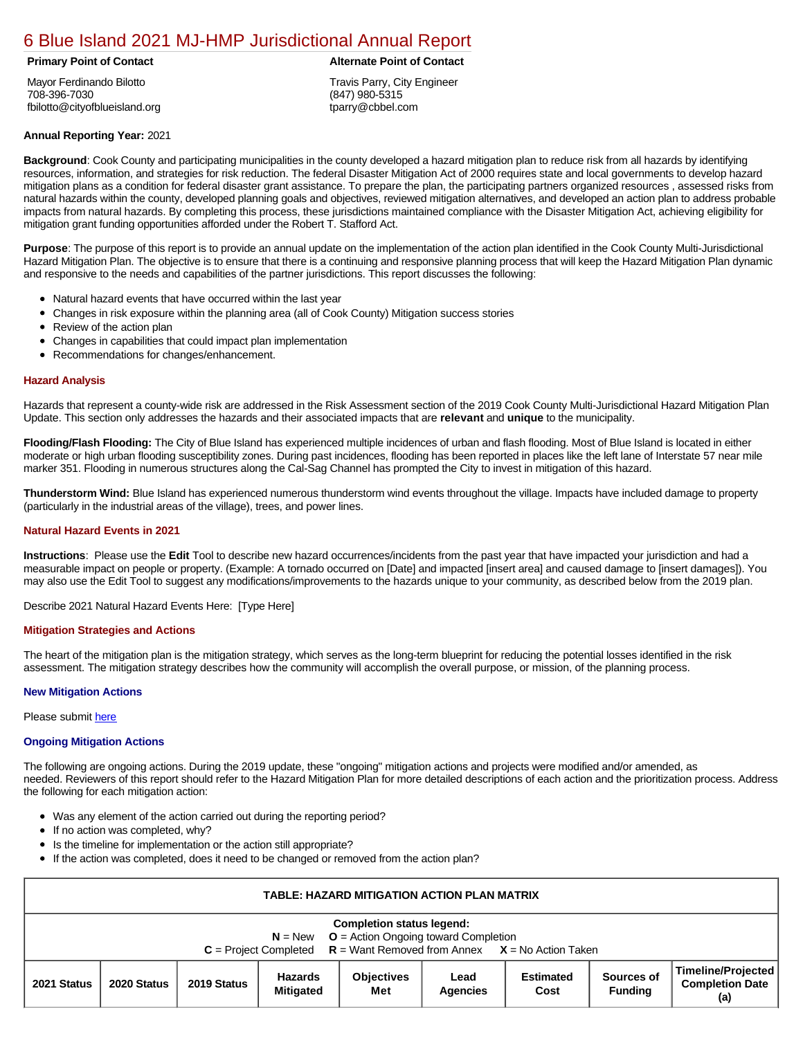# 6 Blue Island 2021 MJ-HMP Jurisdictional Annual Report

**Primary Point of Contact**

Mayor Ferdinando Bilotto
708-396-7030
fbilotto@cityofblueisland.org

**Alternate Point of Contact**

Travis Parry, City Engineer
(847) 980-5315
tparry@cbbel.com

**Annual Reporting Year:** 2021

**Background**: Cook County and participating municipalities in the county developed a hazard mitigation plan to reduce risk from all hazards by identifying resources, information, and strategies for risk reduction. The federal Disaster Mitigation Act of 2000 requires state and local governments to develop hazard mitigation plans as a condition for federal disaster grant assistance. To prepare the plan, the participating partners organized resources , assessed risks from natural hazards within the county, developed planning goals and objectives, reviewed mitigation alternatives, and developed an action plan to address probable impacts from natural hazards. By completing this process, these jurisdictions maintained compliance with the Disaster Mitigation Act, achieving eligibility for mitigation grant funding opportunities afforded under the Robert T. Stafford Act.

**Purpose**: The purpose of this report is to provide an annual update on the implementation of the action plan identified in the Cook County Multi-Jurisdictional Hazard Mitigation Plan. The objective is to ensure that there is a continuing and responsive planning process that will keep the Hazard Mitigation Plan dynamic and responsive to the needs and capabilities of the partner jurisdictions. This report discusses the following:

- Natural hazard events that have occurred within the last year
- Changes in risk exposure within the planning area (all of Cook County) Mitigation success stories
- Review of the action plan
- Changes in capabilities that could impact plan implementation
- Recommendations for changes/enhancement.

### Hazard Analysis

Hazards that represent a county-wide risk are addressed in the Risk Assessment section of the 2019 Cook County Multi-Jurisdictional Hazard Mitigation Plan Update. This section only addresses the hazards and their associated impacts that are **relevant** and **unique** to the municipality.

**Flooding/Flash Flooding:** The City of Blue Island has experienced multiple incidences of urban and flash flooding. Most of Blue Island is located in either moderate or high urban flooding susceptibility zones. During past incidences, flooding has been reported in places like the left lane of Interstate 57 near mile marker 351. Flooding in numerous structures along the Cal-Sag Channel has prompted the City to invest in mitigation of this hazard.

**Thunderstorm Wind:** Blue Island has experienced numerous thunderstorm wind events throughout the village. Impacts have included damage to property (particularly in the industrial areas of the village), trees, and power lines.

### Natural Hazard Events in 2021

**Instructions**: Please use the **Edit** Tool to describe new hazard occurrences/incidents from the past year that have impacted your jurisdiction and had a measurable impact on people or property. (Example: A tornado occurred on [Date] and impacted [insert area] and caused damage to [insert damages]). You may also use the Edit Tool to suggest any modifications/improvements to the hazards unique to your community, as described below from the 2019 plan.

Describe 2021 Natural Hazard Events Here: [Type Here]

### Mitigation Strategies and Actions

The heart of the mitigation plan is the mitigation strategy, which serves as the long-term blueprint for reducing the potential losses identified in the risk assessment. The mitigation strategy describes how the community will accomplish the overall purpose, or mission, of the planning process.

#### New Mitigation Actions

Please submit here

#### Ongoing Mitigation Actions

The following are ongoing actions. During the 2019 update, these "ongoing" mitigation actions and projects were modified and/or amended, as needed. Reviewers of this report should refer to the Hazard Mitigation Plan for more detailed descriptions of each action and the prioritization process. Address the following for each mitigation action:

- Was any element of the action carried out during the reporting period?
- If no action was completed, why?
- Is the timeline for implementation or the action still appropriate?
- If the action was completed, does it need to be changed or removed from the action plan?

**TABLE: HAZARD MITIGATION ACTION PLAN MATRIX**

**Completion status legend:**
**N** = New **O** = Action Ongoing toward Completion
**C** = Project Completed **R** = Want Removed from Annex **X** = No Action Taken

| 2021 Status | 2020 Status | 2019 Status | Hazards Mitigated | Objectives Met | Lead Agencies | Estimated Cost | Sources of Funding | Timeline/Projected Completion Date (a) |
|---|---|---|---|---|---|---|---|---|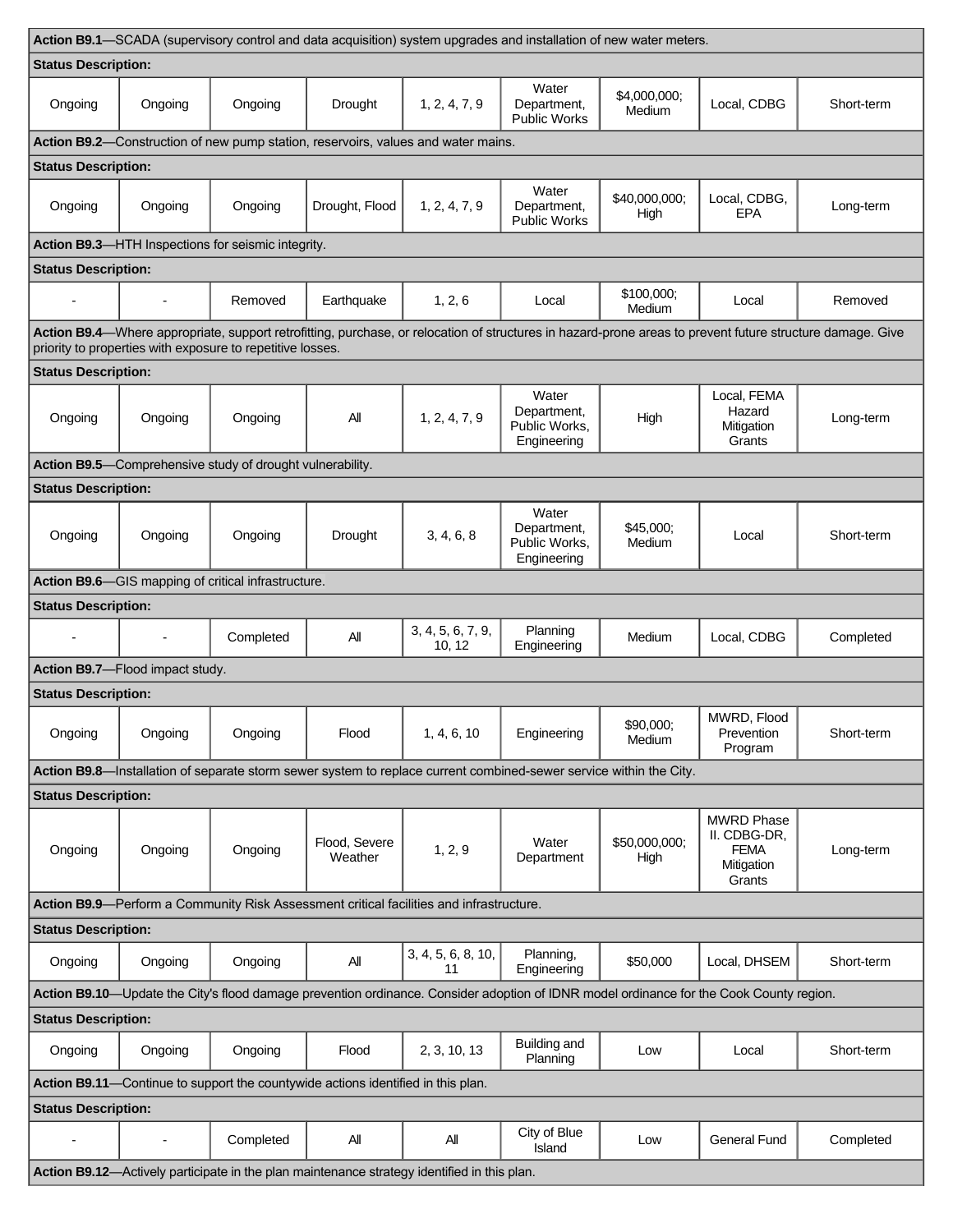| | | | | | | | | |
|---|---|---|---|---|---|---|---|---|
| **Action B9.1**—SCADA (supervisory control and data acquisition) system upgrades and installation of new water meters. | | | | | | | | |
| **Status Description:** | | | | | | | | |
| Ongoing | Ongoing | Ongoing | Drought | 1, 2, 4, 7, 9 | Water Department, Public Works | $4,000,000; Medium | Local, CDBG | Short-term |
| **Action B9.2**—Construction of new pump station, reservoirs, values and water mains. | | | | | | | | |
| **Status Description:** | | | | | | | | |
| Ongoing | Ongoing | Ongoing | Drought, Flood | 1, 2, 4, 7, 9 | Water Department, Public Works | $40,000,000; High | Local, CDBG, EPA | Long-term |
| **Action B9.3**—HTH Inspections for seismic integrity. | | | | | | | | |
| **Status Description:** | | | | | | | | |
| - | - | Removed | Earthquake | 1, 2, 6 | Local | $100,000; Medium | Local | Removed |
| **Action B9.4**—Where appropriate, support retrofitting, purchase, or relocation of structures in hazard-prone areas to prevent future structure damage. Give priority to properties with exposure to repetitive losses. | | | | | | | | |
| **Status Description:** | | | | | | | | |
| Ongoing | Ongoing | Ongoing | All | 1, 2, 4, 7, 9 | Water Department, Public Works, Engineering | High | Local, FEMA Hazard Mitigation Grants | Long-term |
| **Action B9.5**—Comprehensive study of drought vulnerability. | | | | | | | | |
| **Status Description:** | | | | | | | | |
| Ongoing | Ongoing | Ongoing | Drought | 3, 4, 6, 8 | Water Department, Public Works, Engineering | $45,000; Medium | Local | Short-term |
| **Action B9.6**—GIS mapping of critical infrastructure. | | | | | | | | |
| **Status Description:** | | | | | | | | |
| - | - | Completed | All | 3, 4, 5, 6, 7, 9, 10, 12 | Planning Engineering | Medium | Local, CDBG | Completed |
| **Action B9.7**—Flood impact study. | | | | | | | | |
| **Status Description:** | | | | | | | | |
| Ongoing | Ongoing | Ongoing | Flood | 1, 4, 6, 10 | Engineering | $90,000; Medium | MWRD, Flood Prevention Program | Short-term |
| **Action B9.8**—Installation of separate storm sewer system to replace current combined-sewer service within the City. | | | | | | | | |
| **Status Description:** | | | | | | | | |
| Ongoing | Ongoing | Ongoing | Flood, Severe Weather | 1, 2, 9 | Water Department | $50,000,000; High | MWRD Phase II. CDBG-DR, FEMA Mitigation Grants | Long-term |
| **Action B9.9**—Perform a Community Risk Assessment critical facilities and infrastructure. | | | | | | | | |
| **Status Description:** | | | | | | | | |
| Ongoing | Ongoing | Ongoing | All | 3, 4, 5, 6, 8, 10, 11 | Planning, Engineering | $50,000 | Local, DHSEM | Short-term |
| **Action B9.10**—Update the City's flood damage prevention ordinance. Consider adoption of IDNR model ordinance for the Cook County region. | | | | | | | | |
| **Status Description:** | | | | | | | | |
| Ongoing | Ongoing | Ongoing | Flood | 2, 3, 10, 13 | Building and Planning | Low | Local | Short-term |
| **Action B9.11**—Continue to support the countywide actions identified in this plan. | | | | | | | | |
| **Status Description:** | | | | | | | | |
| - | - | Completed | All | All | City of Blue Island | Low | General Fund | Completed |
| **Action B9.12**—Actively participate in the plan maintenance strategy identified in this plan. | | | | | | | | |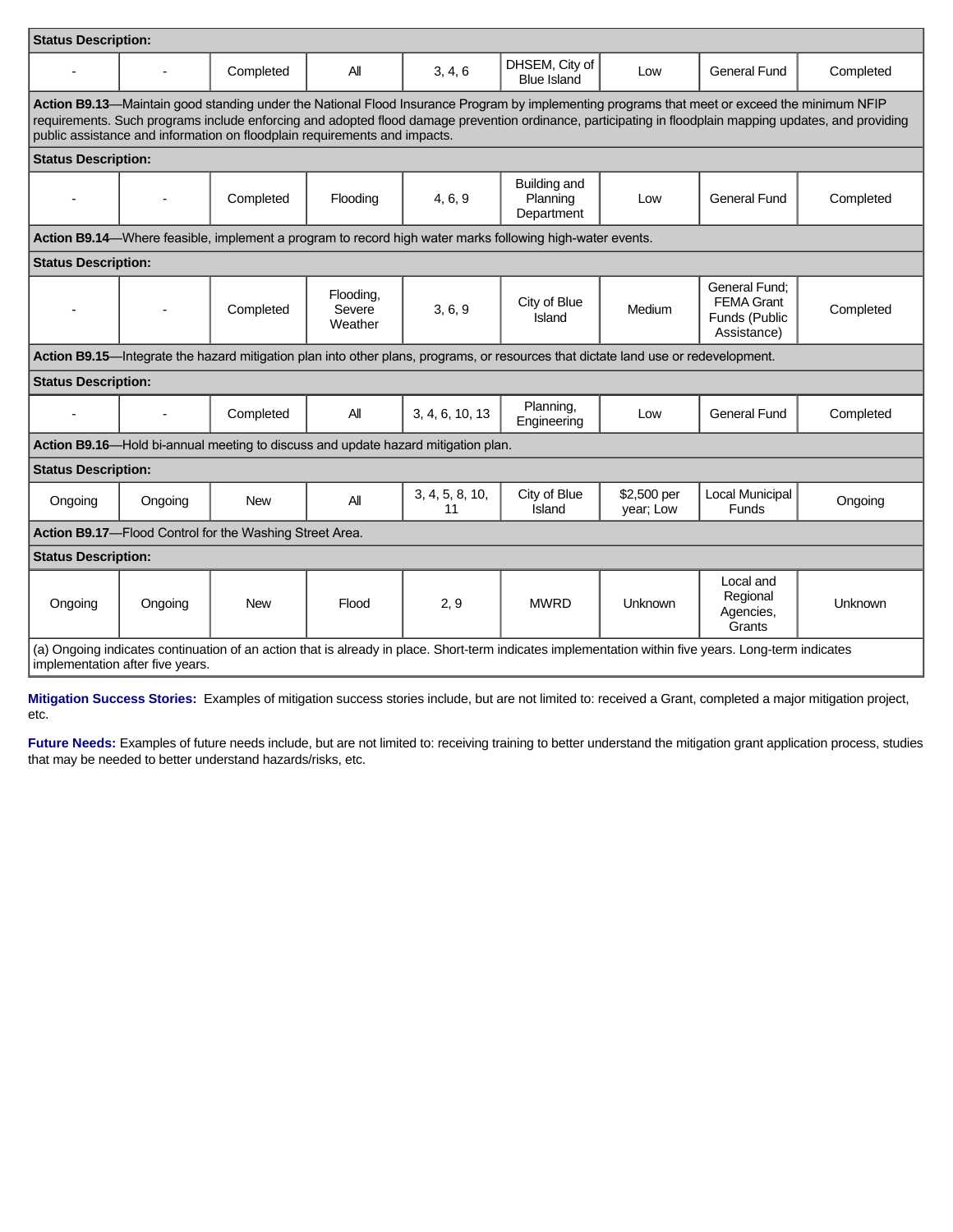| | | | | | | | | |
|---|---|---|---|---|---|---|---|---|
| **Status Description:** | | | | | | | | |
| - | - | Completed | All | 3, 4, 6 | DHSEM, City of Blue Island | Low | General Fund | Completed |
| **Action B9.13**—Maintain good standing under the National Flood Insurance Program by implementing programs that meet or exceed the minimum NFIP requirements. Such programs include enforcing and adopted flood damage prevention ordinance, participating in floodplain mapping updates, and providing public assistance and information on floodplain requirements and impacts. | | | | | | | | |
| **Status Description:** | | | | | | | | |
| - | - | Completed | Flooding | 4, 6, 9 | Building and Planning Department | Low | General Fund | Completed |
| **Action B9.14**—Where feasible, implement a program to record high water marks following high-water events. | | | | | | | | |
| **Status Description:** | | | | | | | | |
| - | - | Completed | Flooding, Severe Weather | 3, 6, 9 | City of Blue Island | Medium | General Fund; FEMA Grant Funds (Public Assistance) | Completed |
| **Action B9.15**—Integrate the hazard mitigation plan into other plans, programs, or resources that dictate land use or redevelopment. | | | | | | | | |
| **Status Description:** | | | | | | | | |
| - | - | Completed | All | 3, 4, 6, 10, 13 | Planning, Engineering | Low | General Fund | Completed |
| **Action B9.16**—Hold bi-annual meeting to discuss and update hazard mitigation plan. | | | | | | | | |
| **Status Description:** | | | | | | | | |
| Ongoing | Ongoing | New | All | 3, 4, 5, 8, 10, 11 | City of Blue Island | $2,500 per year; Low | Local Municipal Funds | Ongoing |
| **Action B9.17**—Flood Control for the Washing Street Area. | | | | | | | | |
| **Status Description:** | | | | | | | | |
| Ongoing | Ongoing | New | Flood | 2, 9 | MWRD | Unknown | Local and Regional Agencies, Grants | Unknown |
| (a) Ongoing indicates continuation of an action that is already in place. Short-term indicates implementation within five years. Long-term indicates implementation after five years. | | | | | | | | |

**Mitigation Success Stories:** Examples of mitigation success stories include, but are not limited to: received a Grant, completed a major mitigation project, etc.

**Future Needs:** Examples of future needs include, but are not limited to: receiving training to better understand the mitigation grant application process, studies that may be needed to better understand hazards/risks, etc.